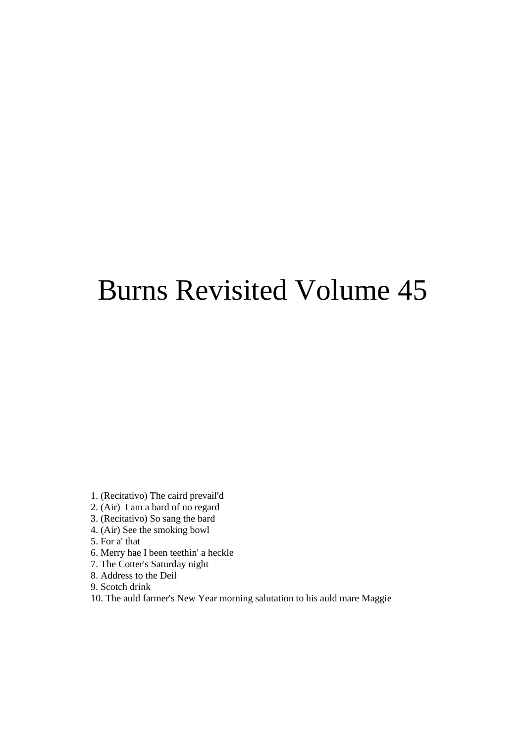# Burns Revisited Volume 45

1. (Recitativo) The caird prevail'd
2. (Air) I am a bard of no regard
3. (Recitativo) So sang the bard
4. (Air) See the smoking bowl
5. For a' that
6. Merry hae I been teethin' a heckle
7. The Cotter's Saturday night
8. Address to the Deil
9. Scotch drink
10. The auld farmer's New Year morning salutation to his auld mare Maggie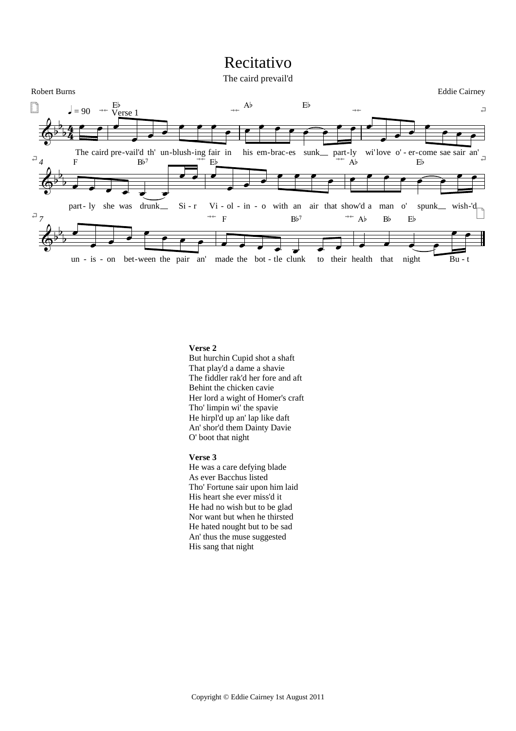# Recitativo

The caird prevail'd

Robert Burns

Eddie Cairney

The caird pre-vail'd th' un-blush-ing fair in his em-brac-es sunk part-ly wi' love o'-er-come sae sair an' part-ly she was drunk Si-r Vi-ol-in-o with an air that show'd a man o' spunk wish-'d un-is-on bet-ween the pair an' made the bot-tle clunk to their health that night Bu-t

**Verse 2**
But hurchin Cupid shot a shaft
That play'd a dame a shavie
The fiddler rak'd her fore and aft
Behint the chicken cavie
Her lord a wight of Homer's craft
Tho' limpin wi' the spavie
He hirpl'd up an' lap like daft
An' shor'd them Dainty Davie
O' boot that night

**Verse 3**
He was a care defying blade
As ever Bacchus listed
Tho' Fortune sair upon him laid
His heart she ever miss'd it
He had no wish but to be glad
Nor want but when he thirsted
He hated nought but to be sad
An' thus the muse suggested
His sang that night

Copyright © Eddie Cairney 1st August 2011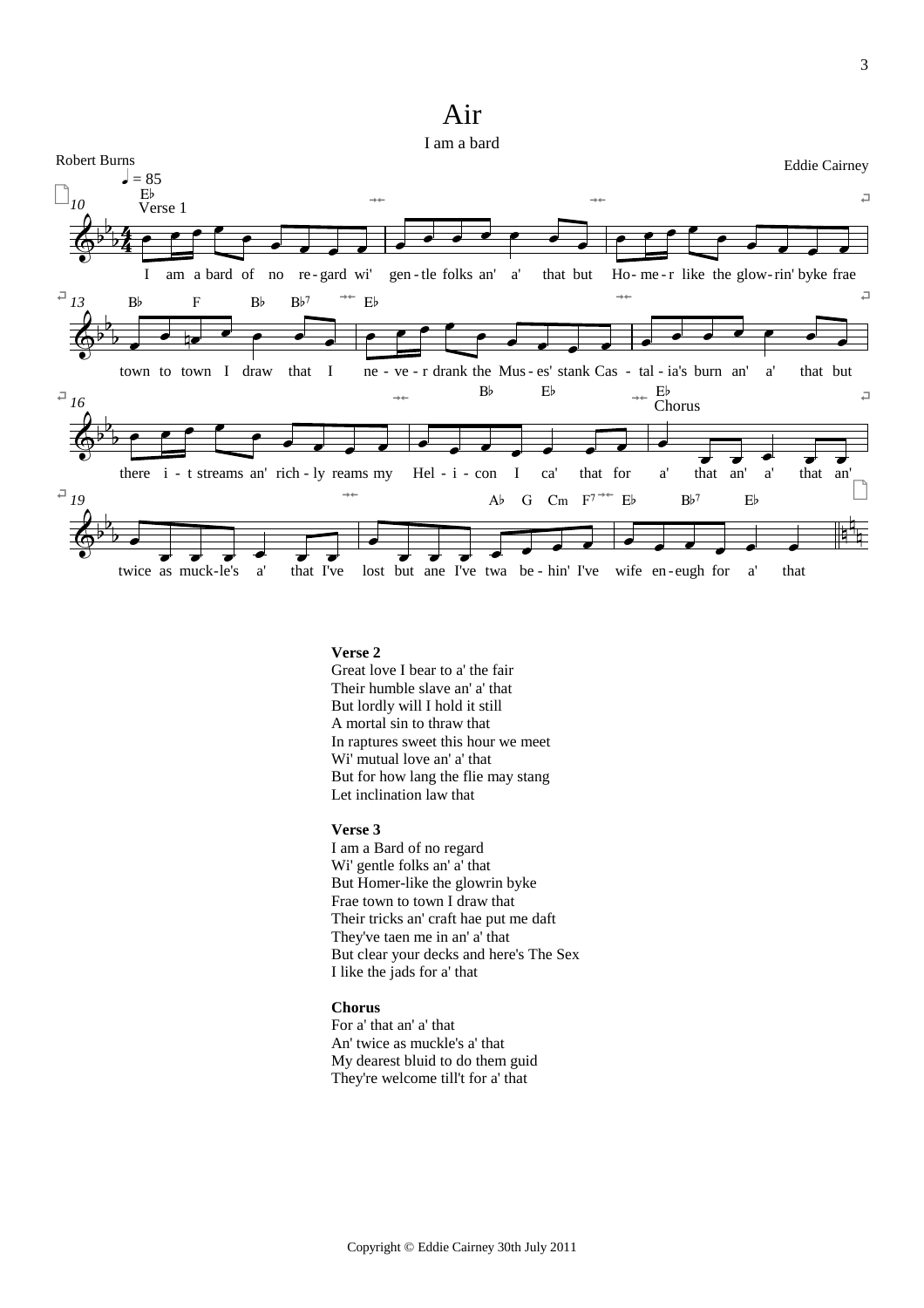# Air

I am a bard

Robert Burns

Eddie Cairney

**Verse 2**
Great love I bear to a' the fair
Their humble slave an' a' that
But lordly will I hold it still
A mortal sin to thraw that
In raptures sweet this hour we meet
Wi' mutual love an' a' that
But for how lang the flie may stang
Let inclination law that

**Verse 3**
I am a Bard of no regard
Wi' gentle folks an' a' that
But Homer-like the glowrin byke
Frae town to town I draw that
Their tricks an' craft hae put me daft
They've taen me in an' a' that
But clear your decks and here's The Sex
I like the jads for a' that

**Chorus**
For a' that an' a' that
An' twice as muckle's a' that
My dearest bluid to do them guid
They're welcome till't for a' that

Copyright © Eddie Cairney 30th July 2011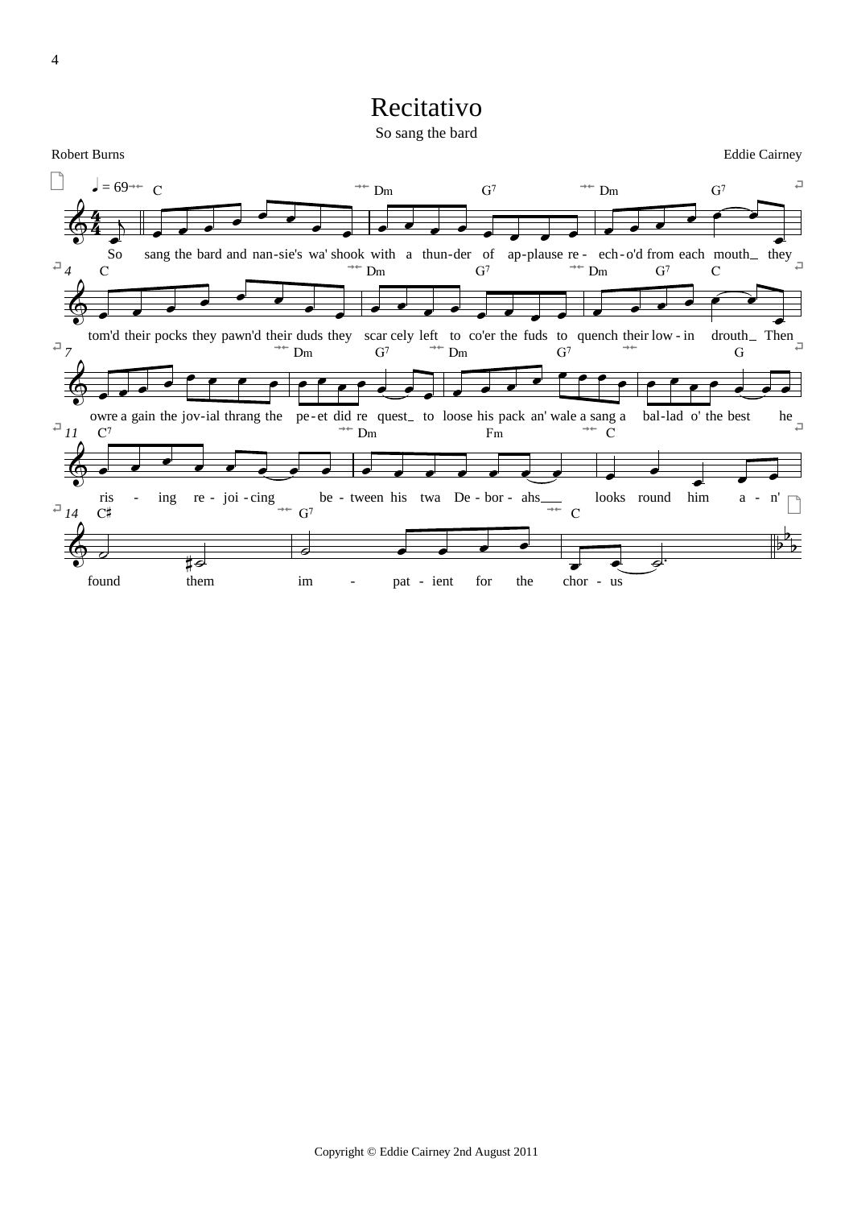# Recitativo

So sang the bard

Robert Burns

Eddie Cairney

♩ = 69

So sang the bard and nan-sie's wa' shook with a thun-der of ap-plause re - ech-o'd from each mouth_ they tom'd their pocks they pawn'd their duds they scar cely left to co'er the fuds to quench their low - in drouth_ Then owre a gain the jov-ial thrang the pe-et did re quest_ to loose his pack an' wale a sang a bal-lad o' the best he ris - ing re - joi - cing be - tween his twa De - bor - ahs___ looks round him a - n' found them im - pat - ient for the chor - us

Copyright © Eddie Cairney 2nd August 2011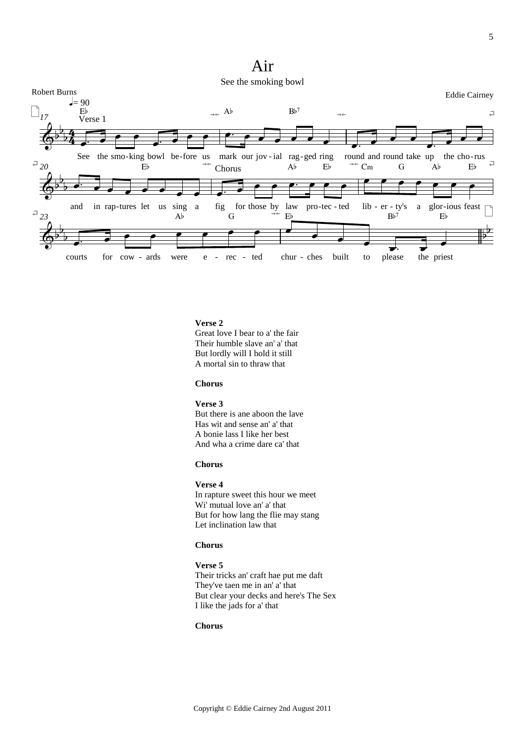# Air

See the smoking bowl

Robert Burns

Eddie Cairney

Verse 1

See the smo-king bowl be-fore us mark our jov-ial rag-ged ring round and round take up the cho-rus and in rap-tures let us sing a

Chorus

fig for those by law pro-tec-ted lib-er-ty's a glor-ious feast courts for cow-ards were e-rec-ted chur-ches built to please the priest

**Verse 2**
Great love I bear to a' the fair
Their humble slave an' a' that
But lordly will I hold it still
A mortal sin to thraw that

**Chorus**

**Verse 3**
But there is ane aboon the lave
Has wit and sense an' a' that
A bonie lass I like her best
And wha a crime dare ca' that

**Chorus**

**Verse 4**
In rapture sweet this hour we meet
Wi' mutual love an' a' that
But for how lang the flie may stang
Let inclination law that

**Chorus**

**Verse 5**
Their tricks an' craft hae put me daft
They've taen me in an' a' that
But clear your decks and here's The Sex
I like the jads for a' that

**Chorus**

Copyright © Eddie Cairney 2nd August 2011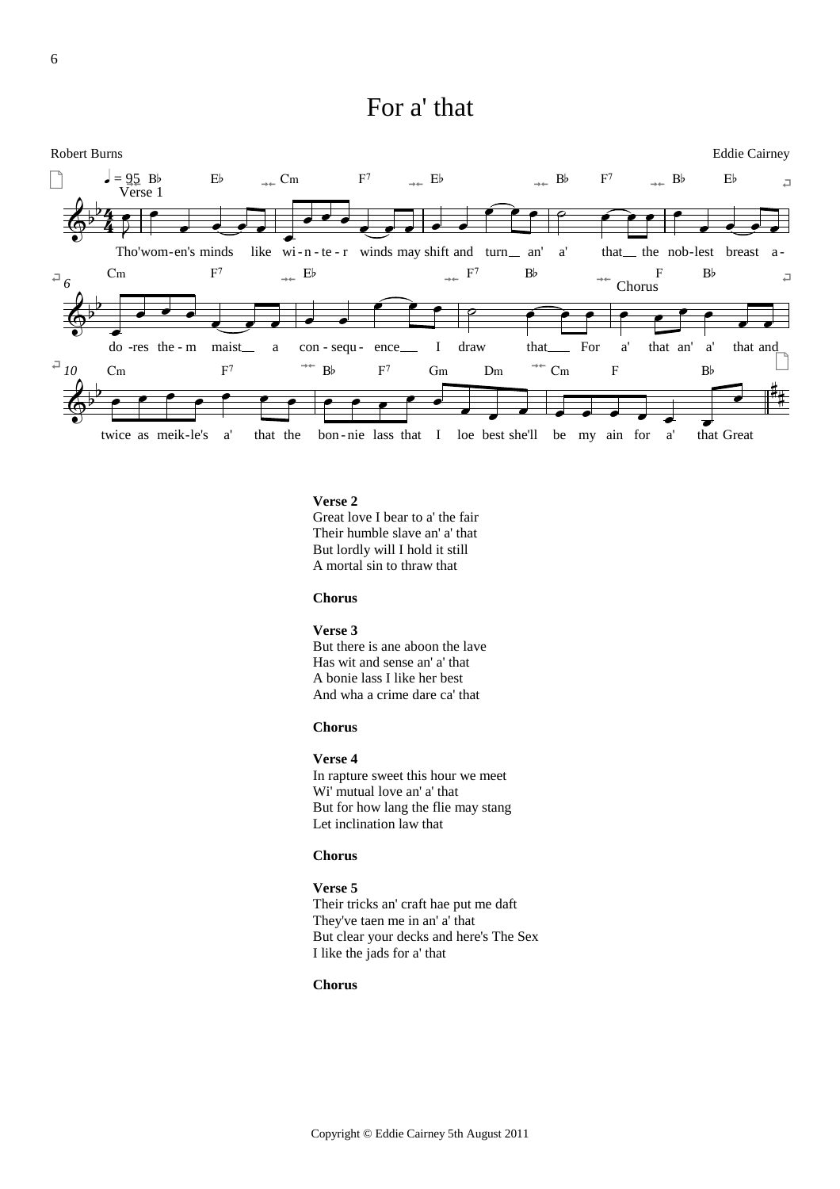# For a' that

Robert Burns

Eddie Cairney

Tho'wom-en's minds like wi-n-te-r winds may shift and turn an' a' that the nob-lest breast a-do-res the-m maist a con-sequ-ence I draw that For a' that an' a' that and twice as meik-le's a' that the bon-nie lass that I loe best she'll be my ain for a' that Great

**Verse 2**
Great love I bear to a' the fair
Their humble slave an' a' that
But lordly will I hold it still
A mortal sin to thraw that

**Chorus**

**Verse 3**
But there is ane aboon the lave
Has wit and sense an' a' that
A bonie lass I like her best
And wha a crime dare ca' that

**Chorus**

**Verse 4**
In rapture sweet this hour we meet
Wi' mutual love an' a' that
But for how lang the flie may stang
Let inclination law that

**Chorus**

**Verse 5**
Their tricks an' craft hae put me daft
They've taen me in an' a' that
But clear your decks and here's The Sex
I like the jads for a' that

**Chorus**

Copyright © Eddie Cairney 5th August 2011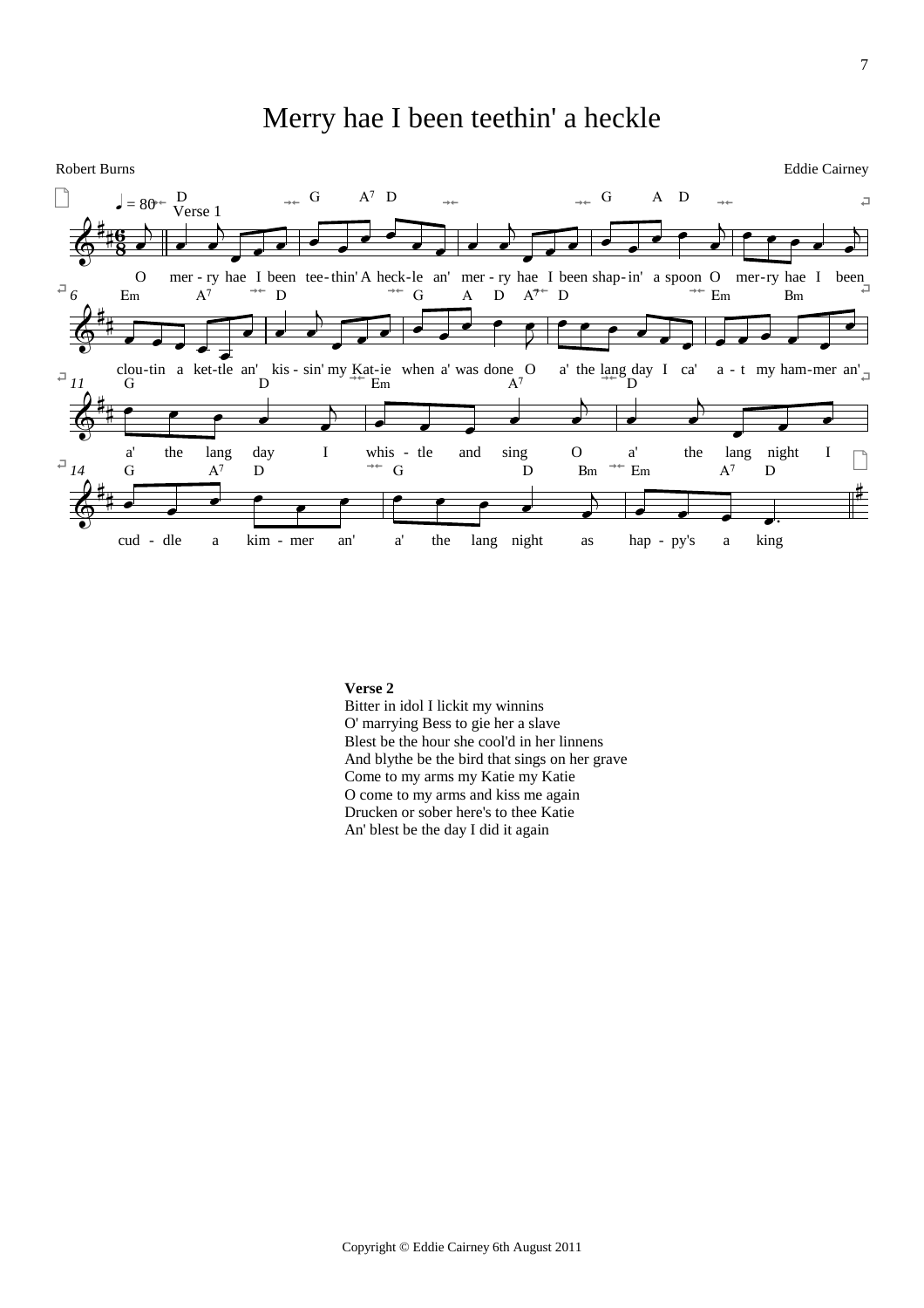# Merry hae I been teethin' a heckle

Robert Burns

Eddie Cairney

Verse 1

O mer - ry hae I been tee - thin' A heck - le an' mer - ry hae I been shap - in' a spoon O mer - ry hae I been clou - tin a ket - tle an' kis - sin' my Kat - ie when a' was done O a' the lang day I ca' a - t my ham - mer an' a' the lang day I whis - tle and sing O a' the lang night I cud - dle a kim - mer an' a' the lang night as hap - py's a king

**Verse 2**
Bitter in idol I lickit my winnins
O' marrying Bess to gie her a slave
Blest be the hour she cool'd in her linnens
And blythe be the bird that sings on her grave
Come to my arms my Katie my Katie
O come to my arms and kiss me again
Drucken or sober here's to thee Katie
An' blest be the day I did it again

Copyright © Eddie Cairney 6th August 2011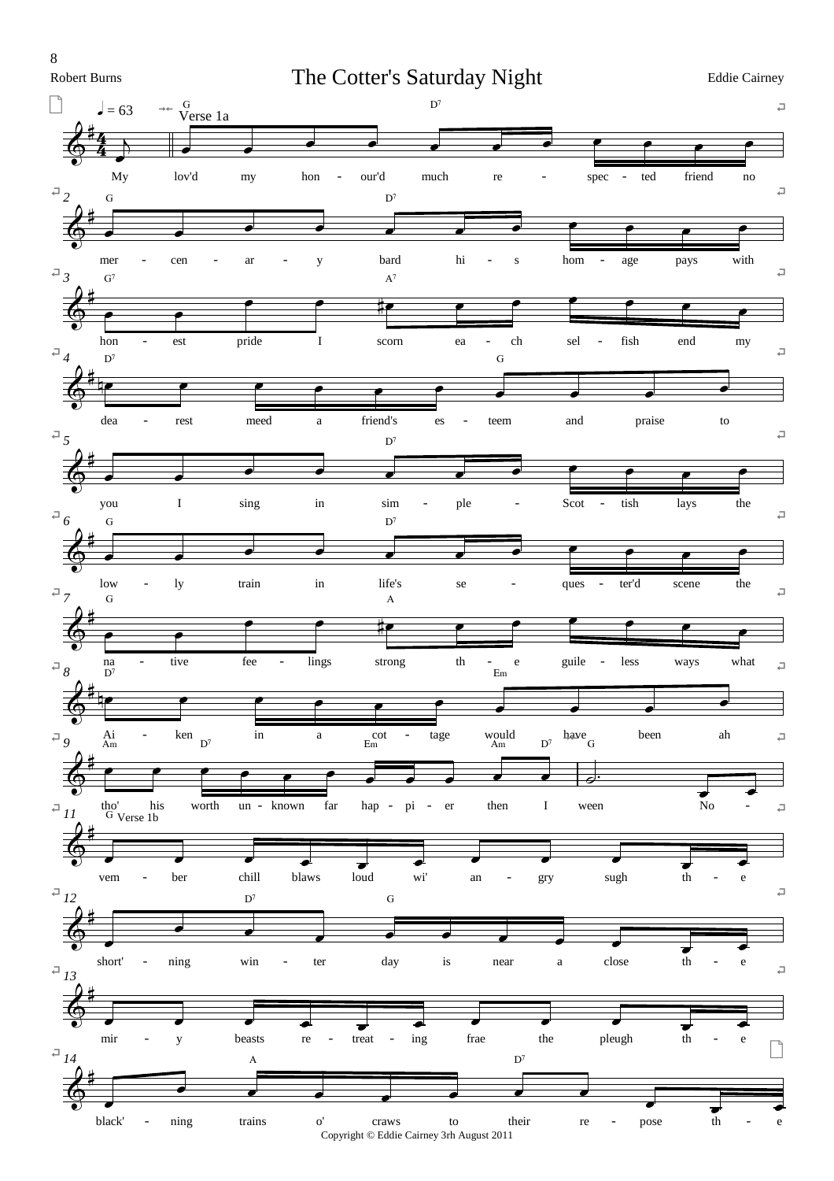Robert Burns

# The Cotter's Saturday Night

Eddie Cairney

♩ = 63

Verse 1a

My lov'd my hon - our'd much re - spec - ted friend no mer - cen - ar - y bard hi - s hom - age pays with hon - est pride I scorn ea - ch sel - fish end my dea - rest meed a friend's es - teem and praise to you I sing in sim - ple - Scot - tish lays the low - ly train in life's se - ques - ter'd scene the na - tive fee - lings strong th - e guile - less ways what Ai - ken in a cot - tage would have been ah tho' his worth un - known far hap - pi - er then I ween No -

Verse 1b

vem - ber chill blaws loud wi' an - gry sugh th - e short' - ning win - ter day is near a close th - e mir - y beasts re - treat - ing frae the pleugh th - e black' - ning trains o' craws to their re - pose th - e

Copyright © Eddie Cairney 3rh August 2011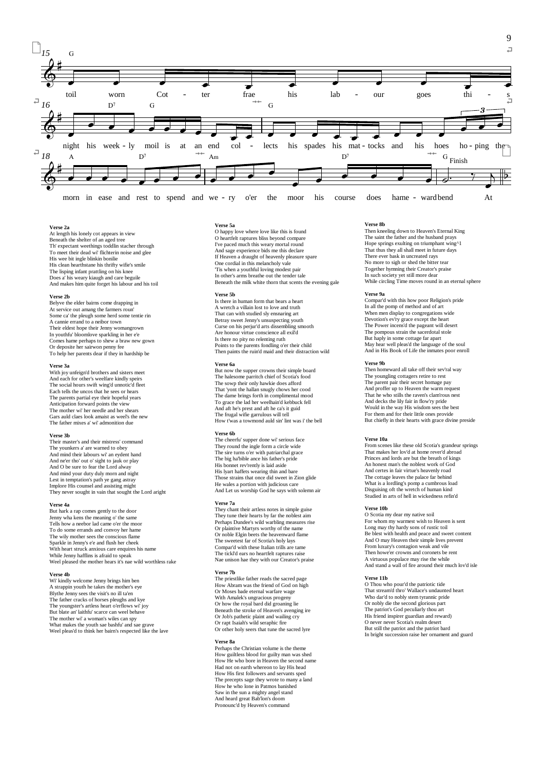**Verse 2a**
At length his lonely cot appears in view
Beneath the shelter of an aged tree
Th' expectant weethings toddlin stacher through
To meet their dead wi' flichterin noise and glee
His wee bit ingle blinkin bonilie
His clean hearthstane his thrifty wifie's smile
The lisping infant prattling on his knee
Does a' his weary kiaugh and care beguile
And makes him quite forget his labour and his toil

**Verse 2b**
Belyve the elder bairns come drapping in
At service out amang the farmers roun'
Some ca' the pleugh some herd some tentie rin
A cannie errand to a neibor town
Their eldest hope their Jenny womangrown
In youthfu' bloomlove sparkling in her e'e
Comes hame perhaps to shew a braw new gown
Or deposite her sairwon penny fee
To help her parents dear if they in hardship be

**Verse 3a**
With joy unfeign'd brothers and sisters meet
And each for other's weelfare kindly speirs
The social hours swift wing'd unnotic'd fleet
Each tells the uncos that he sees or hears
The parents partial eye their hopeful years
Anticipation forward points the view
The mother wi' her needle and her shears
Gars auld claes look amaist as weel's the new
The father mixes a' wi' admonition due

**Verse 3b**
Their master's and their mistress' command
The younkers a' are warned to obey
And mind their labours wi' an eydent hand
And ne'er tho' out o' sight to jauk or play
And O be sure to fear the Lord alway
And mind your duty duly morn and night
Lest in temptation's path ye gang astray
Implore His counsel and assisting might
They never sought in vain that sought the Lord aright

**Verse 4a**
But hark a rap comes gently to the door
Jenny wha kens the meaning o' the same
Tells how a neebor lad came o'er the moor
To do some errands and convoy her hame
The wily mother sees the conscious flame
Sparkle in Jenny's e'e and flush her cheek
With heart struck anxious care enquires his name
While Jenny hafflins is afraid to speak
Weel pleased the mother hears it's nae wild worthless rake

**Verse 4b**
Wi' kindly welcome Jenny brings him ben
A strappin youth he takes the mother's eye
Blythe Jenny sees the visit's no ill ta'en
The father cracks of horses pleughs and kye
The youngster's artless heart o'erflows wi' joy
But blate an' laithfu' scarce can weel behave
The mother wi' a woman's wiles can spy
What makes the youth sae bashfu' and sae grave
Weel pleas'd to think her bairn's respected like the lave

**Verse 5a**
O happy love where love like this is found
O heartfelt raptures bliss beyond compare
I've paced much this weary mortal round
And sage experience bids me this declare
If Heaven a draught of heavenly pleasure spare
One cordial in this melancholy vale
'Tis when a youthful loving modest pair
In other's arms breathe out the tender tale
Beneath the milk white thorn that scents the evening gale

**Verse 5b**
Is there in human form that bears a heart
A wretch a villain lost to love and truth
That can with studied sly ensnaring art
Betray sweet Jenny's unsuspecting youth
Curse on his perjur'd arts dissembling smooth
Are honour virtue conscience all exil'd
Is there no pity no relenting ruth
Points to the parents fondling o'er their child
Then paints the ruin'd maid and their distraction wild

**Verse 6a**
But now the supper crowns their simple board
The halesome parritch chief of Scotia's food
The sowp their only hawkie does afford
That 'yont the hallan snugly chows her cood
The dame brings forth in complimental mood
To grace the lad her weelhain'd kebbuck fell
And aft he's prest and aft he ca's it guid
The frugal wifie garrulous will tell
How t'was a towmond auld sin' lint was i' the bell

**Verse 6b**
The cheerfu' supper done wi' serious face
They round the ingle form a circle wide
The sire turns o'er with patriarchal grace
The big ha'bible ance his father's pride
His bonnet rev'rently is laid aside
His lyart haffets wearing thin and bare
Those strains that once did sweet in Zion glide
He wales a portion with judicious care
And Let us worship God he says with solemn air

**Verse 7a**
They chant their artless notes in simple guise
They tune their hearts by far the noblest aim
Perhaps Dundee's wild warbling measures rise
Or plaintive Martyrs worthy of the name
Or noble Elgin beets the heavenward flame
The sweetest far of Scotia's holy lays
Compar'd with these Italian trills are tame
The tickl'd ears no heartfelt raptures raise
Nae unison hae they with our Creator's praise

**Verse 7b**
The priestlike father reads the sacred page
How Abram was the friend of God on high
Or Moses bade eternal warfare wage
With Amalek's ungracious progeny
Or how the royal bard did groaning lie
Or Job's pathetic plaint and wailing cry
Beneath the stroke of Heaven's avenging ire
Or rapt Isaiah's wild seraphic fire
Or other holy seers that tune the sacred lyre

**Verse 8a**
Perhaps the Christian volume is the theme
How guiltless blood for guilty man was shed
How He who bore in Heaven the second name
Had not on earth whereon to lay His head
How His first followers and servants sped
The precepts sage they wrote to many a land
How he who lone in Patmos banished
Saw in the sun a mighty angel stand
And heard great Bab'lon's doom
Pronounc'd by Heaven's command

**Verse 8b**
Then kneeling down to Heaven's Eternal King
The saint the father and the husband prays
Hope springs exulting on triumphant wing^1
That thus they all shall meet in future days
There ever bask in uncreated rays
No more to sigh or shed the bitter tear
Together hymning their Creator's praise
In such society yet still more dear
While circling Time moves round in an eternal sphere

**Verse 9a**
Compar'd with this how poor Religion's pride
In all the pomp of method and of art
When men display to congregations wide
Devotion's ev'ry grace except the heart
The Power incens'd the pageant will desert
The pompous strain the sacerdotal stole
But haply in some cottage far apart
May hear well pleas'd the language of the soul
And in His Book of Life the inmates poor enroll

**Verse 9b**
Then homeward all take off their sev'ral way
The youngling cottagers retire to rest
The parent pair their secret homage pay
And proffer up to Heaven the warm request
That he who stills the raven's clam'rous nest
And decks the lily fair in flow'ry pride
Would in the way His wisdom sees the best
For them and for their little ones provide
But chiefly in their hearts with grace divine preside

**Verse 10a**
From scenes like these old Scotia's grandeur springs
That makes her lov'd at home rever'd abroad
Princes and lords are but the breath of kings
An honest man's the noblest work of God
And certes in fair virtue's heavenly road
The cottage leaves the palace far behind
What is a lordling's pomp a cumbrous load
Disguising oft the wretch of human kind
Studied in arts of hell in wickedness refin'd

**Verse 10b**
O Scotia my dear my native soil
For whom my warmest wish to Heaven is sent
Long may thy hardy sons of rustic toil
Be blest with health and peace and sweet content
And O may Heaven their simple lives prevent
From luxury's contagion weak and vile
Then howe'er crowns and coronets be rent
A virtuous populace may rise the while
And stand a wall of fire around their much lov'd isle

**Verse 11b**
O Thou who pour'd the patriotic tide
That stream'd thro' Wallace's undaunted heart
Who dar'd to nobly stem tyrannic pride
Or nobly die the second glorious part
The patriot's God peculiarly thou art
His friend inspirer guardian and reward)
O never never Scotia's realm desert
But still the patriot and the patriot bard
In bright succession raise her ornament and guard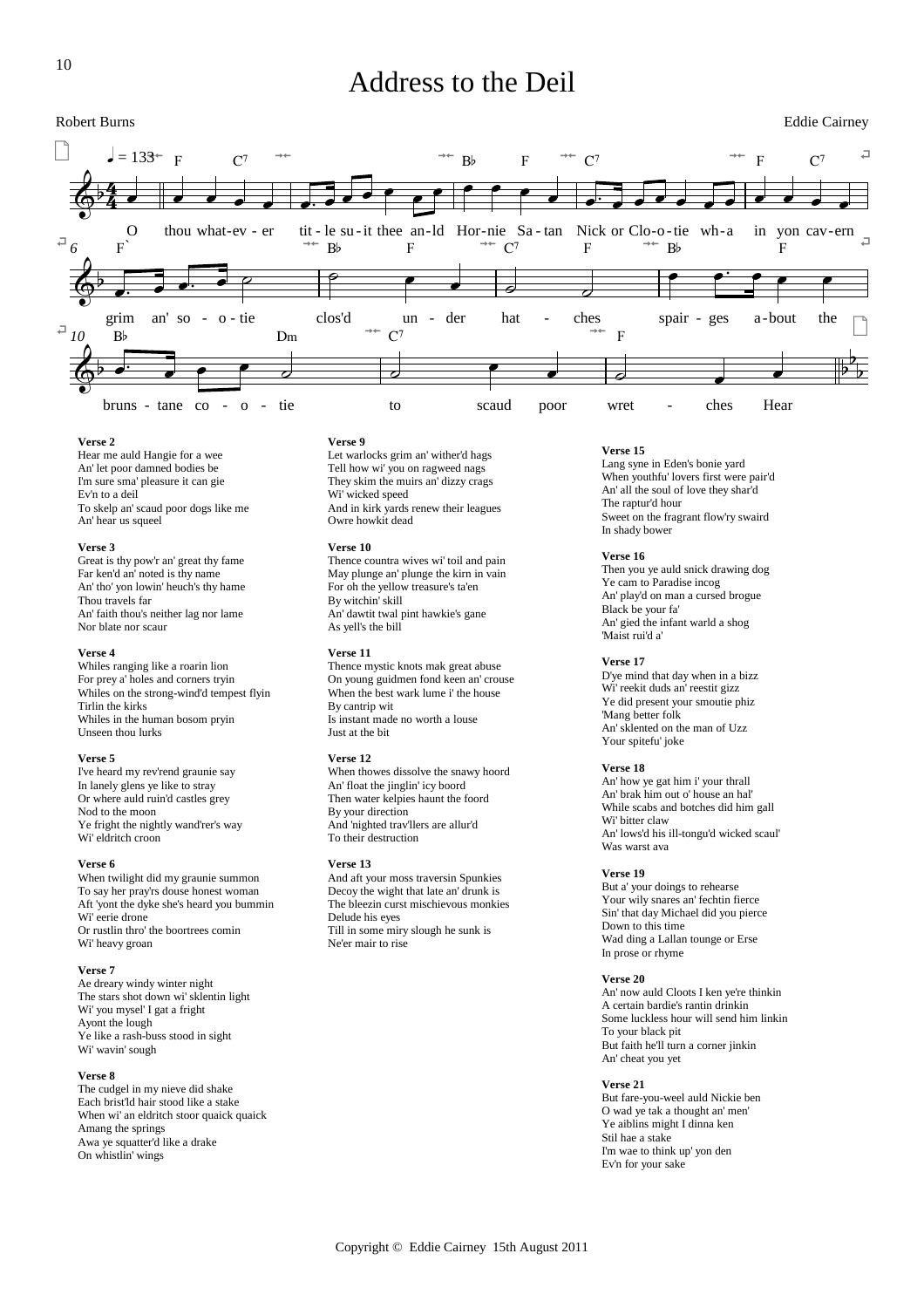# Address to the Deil

Robert Burns

Eddie Cairney

O thou what-ev - er tit - le su - it thee an-ld Hor-nie Sa - tan Nick or Clo-o - tie wh - a in yon cav - ern grim an' so - o - tie clos'd un - der hat - ches spair - ges a - bout the bruns - tane co - o - tie to scaud poor wret - ches Hear

**Verse 2**
Hear me auld Hangie for a wee
An' let poor damned bodies be
I'm sure sma' pleasure it can gie
Ev'n to a deil
To skelp an' scaud poor dogs like me
An' hear us squeel

**Verse 3**
Great is thy pow'r an' great thy fame
Far ken'd an' noted is thy name
An' tho' yon lowin' heuch's thy hame
Thou travels far
An' faith thou's neither lag nor lame
Nor blate nor scaur

**Verse 4**
Whiles ranging like a roarin lion
For prey a' holes and corners tryin
Whiles on the strong-wind'd tempest flyin
Tirlin the kirks
Whiles in the human bosom pryin
Unseen thou lurks

**Verse 5**
I've heard my rev'rend graunie say
In lanely glens ye like to stray
Or where auld ruin'd castles grey
Nod to the moon
Ye fright the nightly wand'rer's way
Wi' eldritch croon

**Verse 6**
When twilight did my graunie summon
To say her pray'rs douse honest woman
Aft 'yont the dyke she's heard you bummin
Wi' eerie drone
Or rustlin thro' the boortrees comin
Wi' heavy groan

**Verse 7**
Ae dreary windy winter night
The stars shot down wi' sklentin light
Wi' you mysel' I gat a fright
Ayont the lough
Ye like a rash-buss stood in sight
Wi' wavin' sough

**Verse 8**
The cudgel in my nieve did shake
Each brist'ld hair stood like a stake
When wi' an eldritch stoor quaick quaick
Amang the springs
Awa ye squatter'd like a drake
On whistlin' wings

**Verse 9**
Let warlocks grim an' wither'd hags
Tell how wi' you on ragweed nags
They skim the muirs an' dizzy crags
Wi' wicked speed
And in kirk yards renew their leagues
Owre howkit dead

**Verse 10**
Thence countra wives wi' toil and pain
May plunge an' plunge the kirn in vain
For oh the yellow treasure's ta'en
By witchin' skill
An' dawtit twal pint hawkie's gane
As yell's the bill

**Verse 11**
Thence mystic knots mak great abuse
On young guidmen fond keen an' crouse
When the best wark lume i' the house
By cantrip wit
Is instant made no worth a louse
Just at the bit

**Verse 12**
When thowes dissolve the snawy hoord
An' float the jinglin' icy boord
Then water kelpies haunt the foord
By your direction
And 'nighted trav'llers are allur'd
To their destruction

**Verse 13**
And aft your moss traversin Spunkies
Decoy the wight that late an' drunk is
The bleezin curst mischievous monkies
Delude his eyes
Till in some miry slough he sunk is
Ne'er mair to rise

**Verse 15**
Lang syne in Eden's bonie yard
When youthfu' lovers first were pair'd
An' all the soul of love they shar'd
The raptur'd hour
Sweet on the fragrant flow'ry swaird
In shady bower

**Verse 16**
Then you ye auld snick drawing dog
Ye cam to Paradise incog
An' play'd on man a cursed brogue
Black be your fa'
An' gied the infant warld a shog
'Maist rui'd a'

**Verse 17**
D'ye mind that day when in a bizz
Wi' reekit duds an' reestit gizz
Ye did present your smoutie phiz
'Mang better folk
An' sklented on the man of Uzz
Your spitefu' joke

**Verse 18**
An' how ye gat him i' your thrall
An' brak him out o' house an hal'
While scabs and botches did him gall
Wi' bitter claw
An' lows'd his ill-tongu'd wicked scaul'
Was warst ava

**Verse 19**
But a' your doings to rehearse
Your wily snares an' fechtin fierce
Sin' that day Michael did you pierce
Down to this time
Wad ding a Lallan tounge or Erse
In prose or rhyme

**Verse 20**
An' now auld Cloots I ken ye're thinkin
A certain bardie's rantin drinkin
Some luckless hour will send him linkin
To your black pit
But faith he'll turn a corner jinkin
An' cheat you yet

**Verse 21**
But fare-you-weel auld Nickie ben
O wad ye tak a thought an' men'
Ye aiblins might I dinna ken
Stil hae a stake
I'm wae to think up' yon den
Ev'n for your sake

Copyright © Eddie Cairney 15th August 2011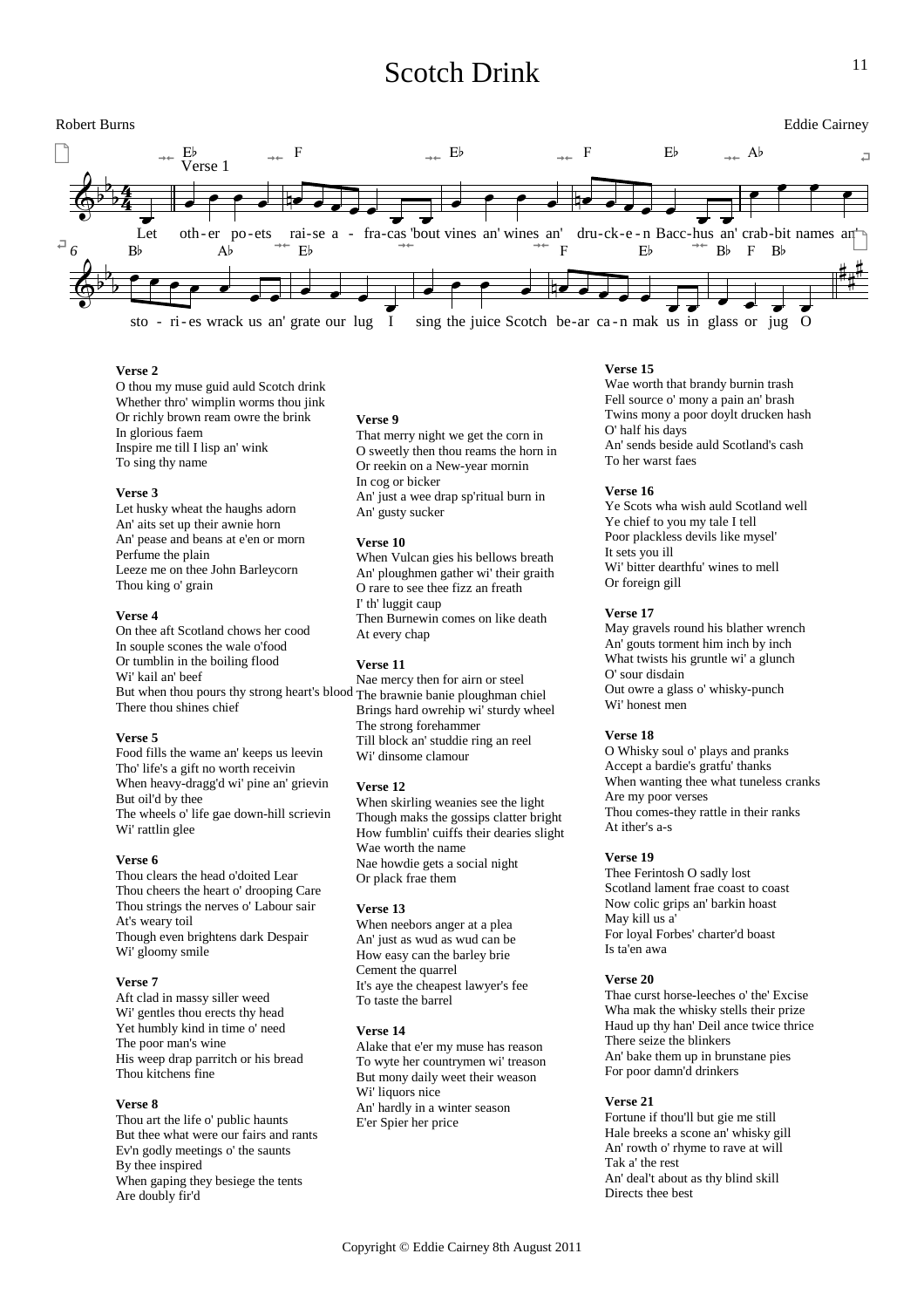# Scotch Drink

Robert Burns

Eddie Cairney

Verse 1

Let other poets raise a fracas 'bout vines an' wines an' druken Bacchus an' crabbit names an' stories wrack us an' grate our lug I sing the juice Scotch bear can mak us in glass or jug O

**Verse 2**
O thou my muse guid auld Scotch drink
Whether thro' wimplin worms thou jink
Or richly brown ream owre the brink
In glorious faem
Inspire me till I lisp an' wink
To sing thy name

**Verse 3**
Let husky wheat the haughs adorn
An' aits set up their awnie horn
An' pease and beans at e'en or morn
Perfume the plain
Leeze me on thee John Barleycorn
Thou king o' grain

**Verse 4**
On thee aft Scotland chows her cood
In souple scones the wale o'food
Or tumblin in the boiling flood
Wi' kail an' beef
But when thou pours thy strong heart's blood
There thou shines chief

**Verse 5**
Food fills the wame an' keeps us leevin
Tho' life's a gift no worth receivin
When heavy-dragg'd wi' pine an' grievin
But oil'd by thee
The wheels o' life gae down-hill scrievin
Wi' rattlin glee

**Verse 6**
Thou clears the head o'doited Lear
Thou cheers the heart o' drooping Care
Thou strings the nerves o' Labour sair
At's weary toil
Though even brightens dark Despair
Wi' gloomy smile

**Verse 7**
Aft clad in massy siller weed
Wi' gentles thou erects thy head
Yet humbly kind in time o' need
The poor man's wine
His weep drap parritch or his bread
Thou kitchens fine

**Verse 8**
Thou art the life o' public haunts
But thee what were our fairs and rants
Ev'n godly meetings o' the saunts
By thee inspired
When gaping they besiege the tents
Are doubly fir'd

**Verse 9**
That merry night we get the corn in
O sweetly then thou reams the horn in
Or reekin on a New-year mornin
In cog or bicker
An' just a wee drap sp'ritual burn in
An' gusty sucker

**Verse 10**
When Vulcan gies his bellows breath
An' ploughmen gather wi' their graith
O rare to see thee fizz an freath
I' th' luggit caup
Then Burnewin comes on like death
At every chap

**Verse 11**
Nae mercy then for airn or steel
The brawnie banie ploughman chiel
Brings hard owrehip wi' sturdy wheel
The strong forehammer
Till block an' studdie ring an reel
Wi' dinsome clamour

**Verse 12**
When skirling weanies see the light
Though maks the gossips clatter bright
How fumblin' cuiffs their dearies slight
Wae worth the name
Nae howdie gets a social night
Or plack frae them

**Verse 13**
When neebors anger at a plea
An' just as wud as wud can be
How easy can the barley brie
Cement the quarrel
It's aye the cheapest lawyer's fee
To taste the barrel

**Verse 14**
Alake that e'er my muse has reason
To wyte her countrymen wi' treason
But mony daily weet their weason
Wi' liquors nice
An' hardly in a winter season
E'er Spier her price

**Verse 15**
Wae worth that brandy burnin trash
Fell source o' mony a pain an' brash
Twins mony a poor doylt drucken hash
O' half his days
An' sends beside auld Scotland's cash
To her warst faes

**Verse 16**
Ye Scots wha wish auld Scotland well
Ye chief to you my tale I tell
Poor plackless devils like mysel'
It sets you ill
Wi' bitter dearthfu' wines to mell
Or foreign gill

**Verse 17**
May gravels round his blather wrench
An' gouts torment him inch by inch
What twists his gruntle wi' a glunch
O' sour disdain
Out owre a glass o' whisky-punch
Wi' honest men

**Verse 18**
O Whisky soul o' plays and pranks
Accept a bardie's gratfu' thanks
When wanting thee what tuneless cranks
Are my poor verses
Thou comes-they rattle in their ranks
At ither's a-s

**Verse 19**
Thee Ferintosh O sadly lost
Scotland lament frae coast to coast
Now colic grips an' barkin hoast
May kill us a'
For loyal Forbes' charter'd boast
Is ta'en awa

**Verse 20**
Thae curst horse-leeches o' the' Excise
Wha mak the whisky stells their prize
Haud up thy han' Deil ance twice thrice
There seize the blinkers
An' bake them up in brunstane pies
For poor damn'd drinkers

**Verse 21**
Fortune if thou'll but gie me still
Hale breeks a scone an' whisky gill
An' rowth o' rhyme to rave at will
Tak a' the rest
An' deal't about as thy blind skill
Directs thee best

Copyright © Eddie Cairney 8th August 2011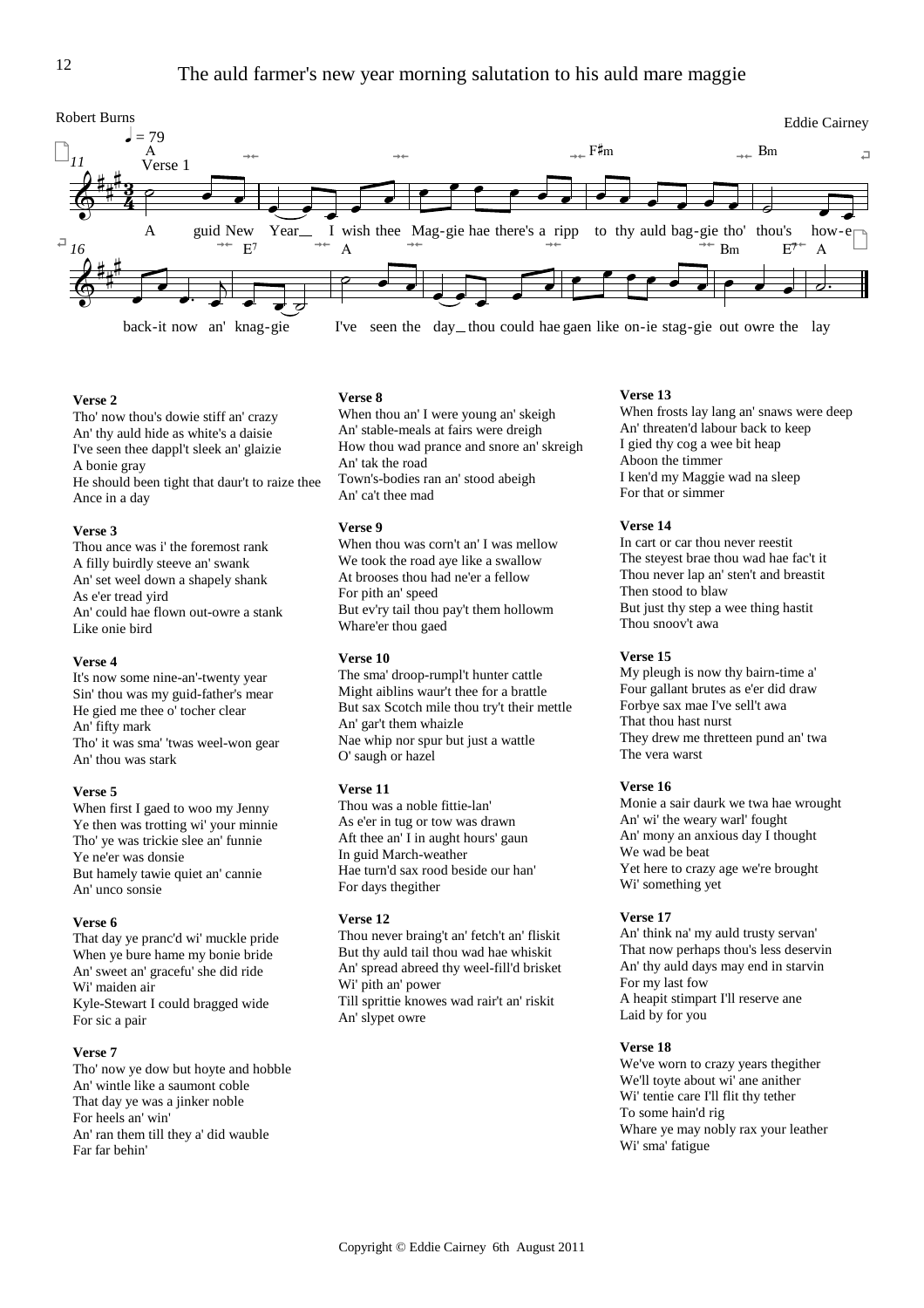# The auld farmer's new year morning salutation to his auld mare maggie

Robert Burns

Eddie Cairney

♩ = 79

Verse 1

A guid New Year I wish thee Mag-gie hae there's a ripp to thy auld bag-gie tho' thou's how-e back-it now an' knag-gie I've seen the day thou could hae gaen like on-ie stag-gie out owre the lay

**Verse 2**
Tho' now thou's dowie stiff an' crazy
An' thy auld hide as white's a daisie
I've seen thee dappl't sleek an' glaizie
A bonie gray
He should been tight that daur't to raize thee
Ance in a day

**Verse 3**
Thou ance was i' the foremost rank
A filly buirdly steeve an' swank
An' set weel down a shapely shank
As e'er tread yird
An' could hae flown out-owre a stank
Like onie bird

**Verse 4**
It's now some nine-an'-twenty year
Sin' thou was my guid-father's mear
He gied me thee o' tocher clear
An' fifty mark
Tho' it was sma' 'twas weel-won gear
An' thou was stark

**Verse 5**
When first I gaed to woo my Jenny
Ye then was trotting wi' your minnie
Tho' ye was trickie slee an' funnie
Ye ne'er was donsie
But hamely tawie quiet an' cannie
An' unco sonsie

**Verse 6**
That day ye pranc'd wi' muckle pride
When ye bure hame my bonie bride
An' sweet an' gracefu' she did ride
Wi' maiden air
Kyle-Stewart I could bragged wide
For sic a pair

**Verse 7**
Tho' now ye dow but hoyte and hobble
An' wintle like a saumont coble
That day ye was a jinker noble
For heels an' win'
An' ran them till they a' did wauble
Far far behin'

**Verse 8**
When thou an' I were young an' skeigh
An' stable-meals at fairs were dreigh
How thou wad prance and snore an' skreigh
An' tak the road
Town's-bodies ran an' stood abeigh
An' ca't thee mad

**Verse 9**
When thou was corn't an' I was mellow
We took the road aye like a swallow
At brooses thou had ne'er a fellow
For pith an' speed
But ev'ry tail thou pay't them hollowm
Whare'er thou gaed

**Verse 10**
The sma' droop-rumpl't hunter cattle
Might aiblins waur't thee for a brattle
But sax Scotch mile thou try't their mettle
An' gar't them whaizle
Nae whip nor spur but just a wattle
O' saugh or hazel

**Verse 11**
Thou was a noble fittie-lan'
As e'er in tug or tow was drawn
Aft thee an' I in aught hours' gaun
In guid March-weather
Hae turn'd sax rood beside our han'
For days thegither

**Verse 12**
Thou never braing't an' fetch't an' fliskit
But thy auld tail thou wad hae whiskit
An' spread abreed thy weel-fill'd brisket
Wi' pith an' power
Till sprittie knowes wad rair't an' riskit
An' slypet owre

**Verse 13**
When frosts lay lang an' snaws were deep
An' threaten'd labour back to keep
I gied thy cog a wee bit heap
Aboon the timmer
I ken'd my Maggie wad na sleep
For that or simmer

**Verse 14**
In cart or car thou never reestit
The steyest brae thou wad hae fac't it
Thou never lap an' sten't and breastit
Then stood to blaw
But just thy step a wee thing hastit
Thou snoov't awa

**Verse 15**
My pleugh is now thy bairn-time a'
Four gallant brutes as e'er did draw
Forbye sax mae I've sell't awa
That thou hast nurst
They drew me thretteen pund an' twa
The vera warst

**Verse 16**
Monie a sair daurk we twa hae wrought
An' wi' the weary warl' fought
An' mony an anxious day I thought
We wad be beat
Yet here to crazy age we're brought
Wi' something yet

**Verse 17**
An' think na' my auld trusty servan'
That now perhaps thou's less deservin
An' thy auld days may end in starvin
For my last fow
A heapit stimpart I'll reserve ane
Laid by for you

**Verse 18**
We've worn to crazy years thegither
We'll toyte about wi' ane anither
Wi' tentie care I'll flit thy tether
To some hain'd rig
Whare ye may nobly rax your leather
Wi' sma' fatigue

Copyright © Eddie Cairney 6th August 2011